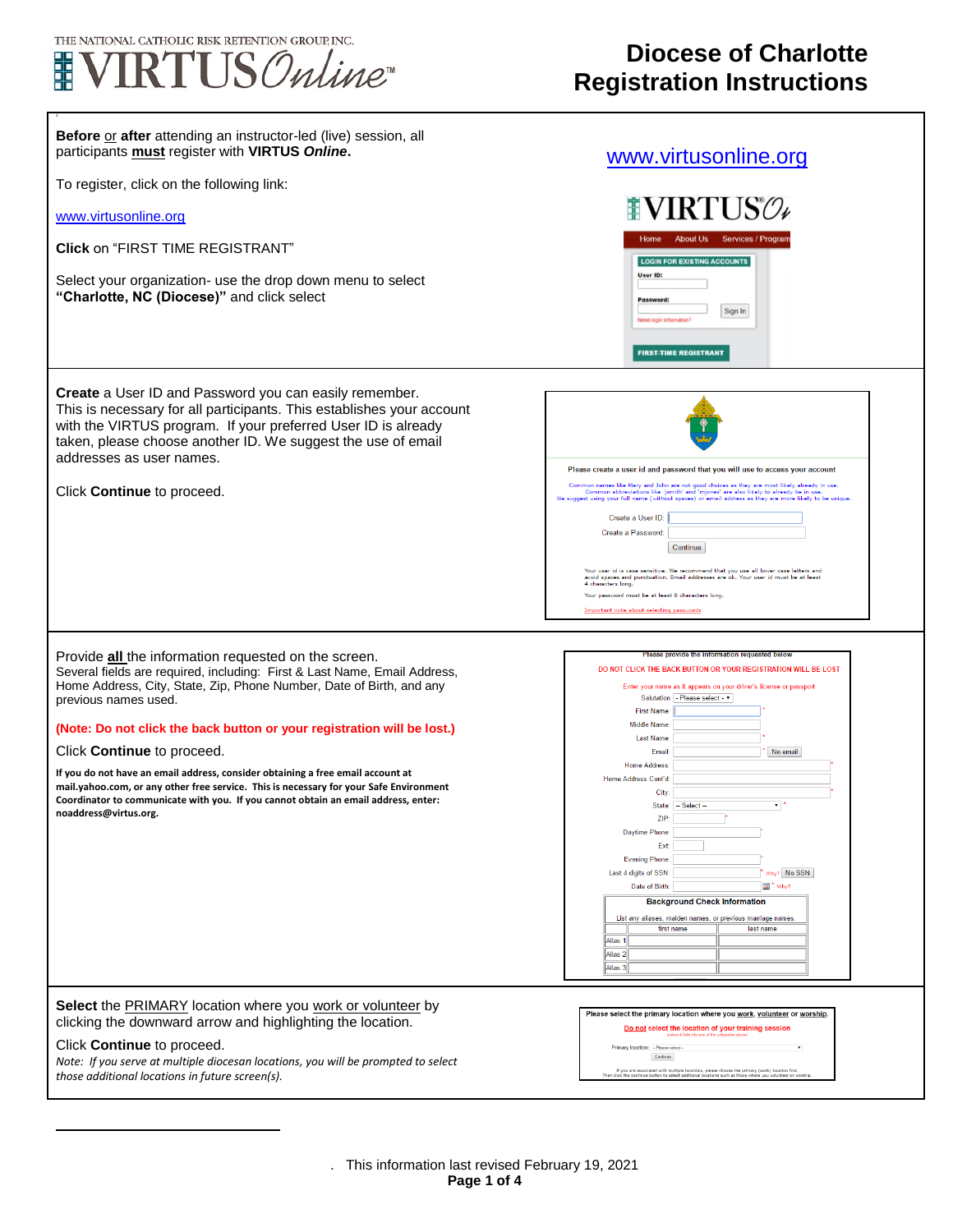# Diocese of Charlotte Registration Instructions

**Before** or **after** attending an instructor-led (live) session, all participants **must** register with **VIRTUS *Online*.**

To register, click on the following link:

www.virtusonline.org

**Click** on "FIRST TIME REGISTRANT"

Select your organization- use the drop down menu to select **"Charlotte, NC (Diocese)"** and click select

www.virtusonline.org

---

**Create** a User ID and Password you can easily remember. This is necessary for all participants. This establishes your account with the VIRTUS program. If your preferred User ID is already taken, please choose another ID. We suggest the use of email addresses as user names.

Click **Continue** to proceed.

---

Provide **all** the information requested on the screen. Several fields are required, including: First & Last Name, Email Address, Home Address, City, State, Zip, Phone Number, Date of Birth, and any previous names used.

**(Note: Do not click the back button or your registration will be lost.)**

Click **Continue** to proceed.

**If you do not have an email address, consider obtaining a free email account at mail.yahoo.com, or any other free service. This is necessary for your Safe Environment Coordinator to communicate with you. If you cannot obtain an email address, enter: noaddress@virtus.org.**

---

**Select** the PRIMARY location where you work or volunteer by clicking the downward arrow and highlighting the location.

Click **Continue** to proceed.

*Note: If you serve at multiple diocesan locations, you will be prompted to select those additional locations in future screen(s).*

---

. This information last revised February 19, 2021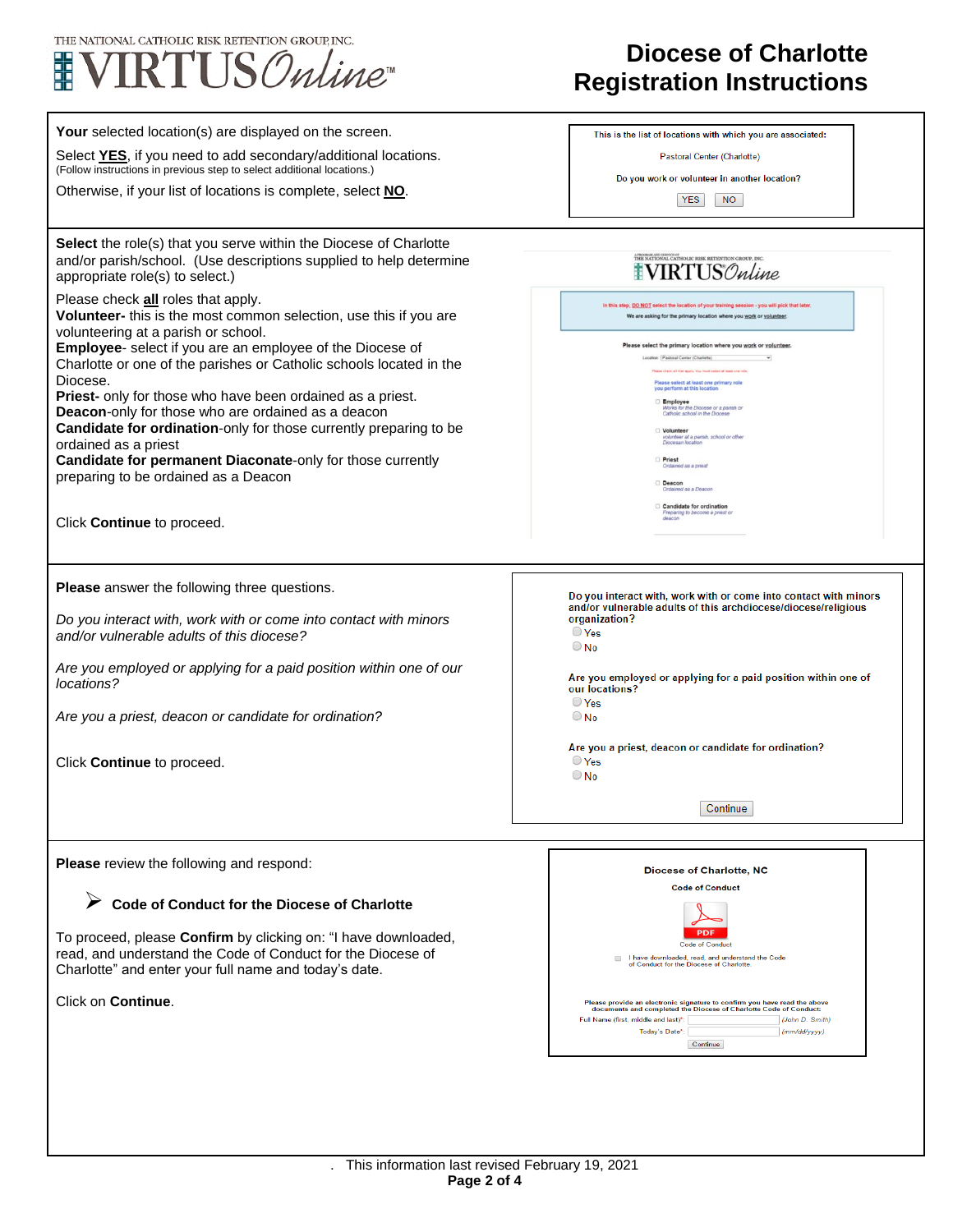# Diocese of Charlotte Registration Instructions

**Your** selected location(s) are displayed on the screen.

Select **YES**, if you need to add secondary/additional locations.
(Follow instructions in previous step to select additional locations.)

Otherwise, if your list of locations is complete, select **NO**.

This is the list of locations with which you are associated:

Pastoral Center (Charlotte)

Do you work or volunteer in another location?

YES NO

---

**Select** the role(s) that you serve within the Diocese of Charlotte and/or parish/school. (Use descriptions supplied to help determine appropriate role(s) to select.)

Please check **all** roles that apply.

**Volunteer-** this is the most common selection, use this if you are volunteering at a parish or school.

**Employee**- select if you are an employee of the Diocese of Charlotte or one of the parishes or Catholic schools located in the Diocese.

**Priest-** only for those who have been ordained as a priest.

**Deacon**-only for those who are ordained as a deacon

**Candidate for ordination**-only for those currently preparing to be ordained as a priest

**Candidate for permanent Diaconate**-only for those currently preparing to be ordained as a Deacon

Click **Continue** to proceed.

In this step, DO NOT select the location of your training session - you will pick that later. We are asking for the primary location where you work or volunteer.

Please select the primary location where you work or volunteer.

Location: Pastoral Center (Charlotte)

Please select at least one primary role you perform at this location

- Employee — Works for the Diocese or a parish or Catholic school in the Diocese
- Volunteer — volunteer at a parish, school or other Diocesan location
- Priest — Ordained as a priest
- Deacon — Ordained as a Deacon
- Candidate for ordination — Preparing to become a priest or deacon

---

**Please** answer the following three questions.

*Do you interact with, work with or come into contact with minors and/or vulnerable adults of this diocese?*

*Are you employed or applying for a paid position within one of our locations?*

*Are you a priest, deacon or candidate for ordination?*

Click **Continue** to proceed.

Do you interact with, work with or come into contact with minors and/or vulnerable adults of this archdiocese/diocese/religious organization?
- Yes
- No

Are you employed or applying for a paid position within one of our locations?
- Yes
- No

Are you a priest, deacon or candidate for ordination?
- Yes
- No

Continue

---

**Please** review the following and respond:

- **Code of Conduct for the Diocese of Charlotte**

To proceed, please **Confirm** by clicking on: "I have downloaded, read, and understand the Code of Conduct for the Diocese of Charlotte" and enter your full name and today's date.

Click on **Continue**.

Diocese of Charlotte, NC

Code of Conduct

PDF
Code of Conduct

I have downloaded, read, and understand the Code of Conduct for the Diocese of Charlotte.

Please provide an electronic signature to confirm you have read the above documents and completed the Diocese of Charlotte Code of Conduct:

Full Name (first, middle and last)*: (John D. Smith)

Today's Date*: (mm/dd/yyyy)

Continue

This information last revised February 19, 2021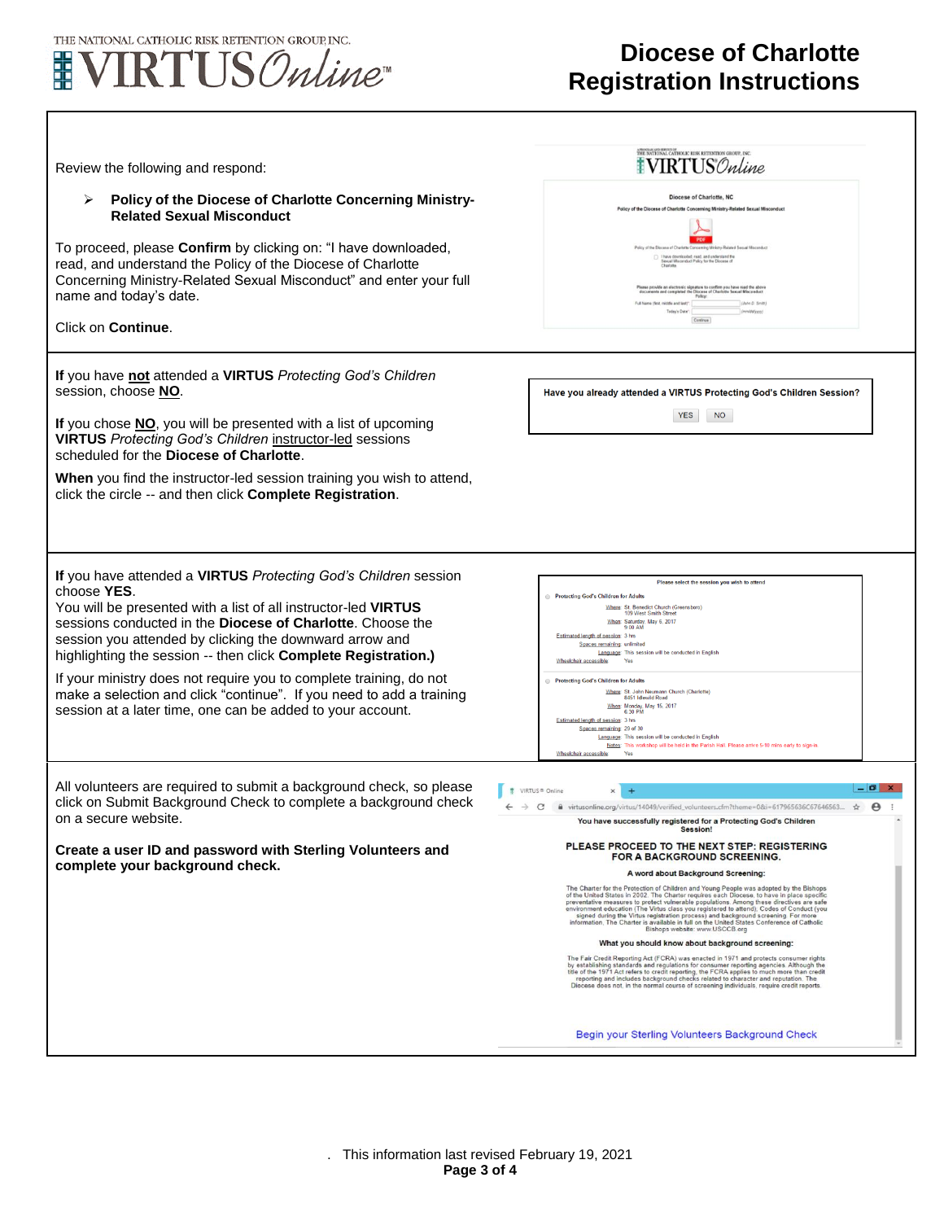Review the following and respond:

- **Policy of the Diocese of Charlotte Concerning Ministry-Related Sexual Misconduct**

To proceed, please **Confirm** by clicking on: "I have downloaded, read, and understand the Policy of the Diocese of Charlotte Concerning Ministry-Related Sexual Misconduct" and enter your full name and today's date.

Click on **Continue**.

**If** you have **not** attended a **VIRTUS** *Protecting God's Children* session, choose **NO**.

**If** you chose **NO**, you will be presented with a list of upcoming **VIRTUS** *Protecting God's Children* instructor-led sessions scheduled for the **Diocese of Charlotte**.

**When** you find the instructor-led session training you wish to attend, click the circle -- and then click **Complete Registration**.

**If** you have attended a **VIRTUS** *Protecting God's Children* session choose **YES**.

You will be presented with a list of all instructor-led **VIRTUS** sessions conducted in the **Diocese of Charlotte**. Choose the session you attended by clicking the downward arrow and highlighting the session -- then click **Complete Registration.)**

If your ministry does not require you to complete training, do not make a selection and click "continue". If you need to add a training session at a later time, one can be added to your account.

All volunteers are required to submit a background check, so please click on Submit Background Check to complete a background check on a secure website.

**Create a user ID and password with Sterling Volunteers and complete your background check.**

This information last revised February 19, 2021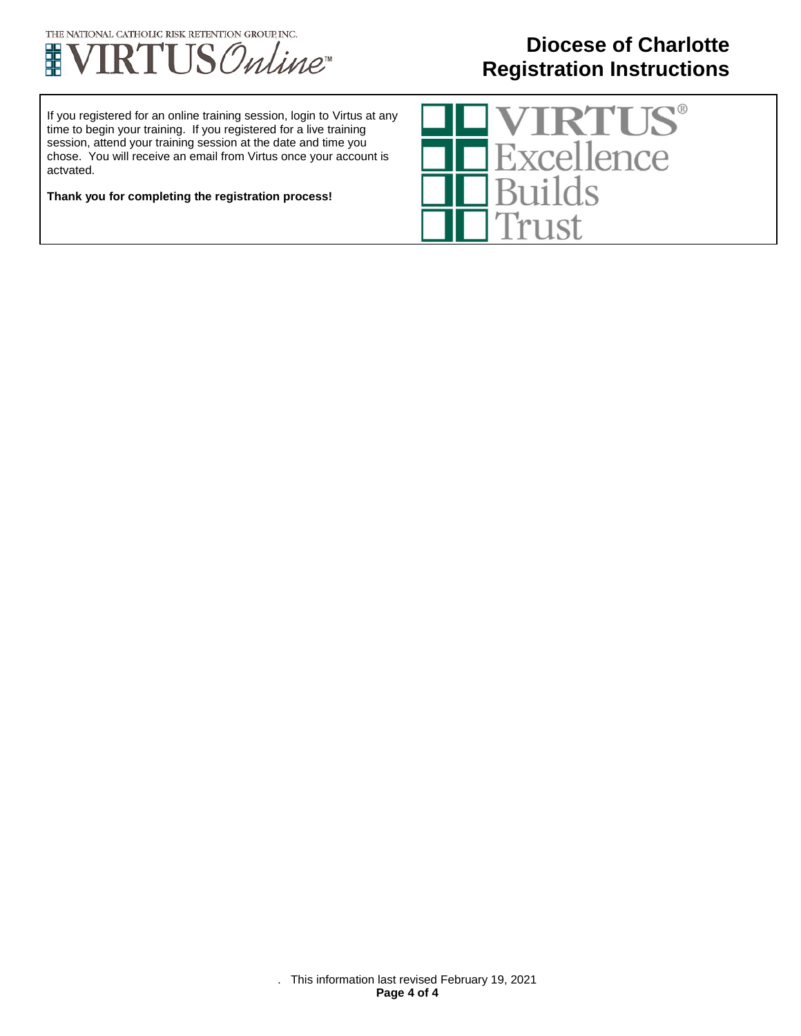If you registered for an online training session, login to Virtus at any time to begin your training. If you registered for a live training session, attend your training session at the date and time you chose. You will receive an email from Virtus once your account is actvated.

**Thank you for completing the registration process!**

. This information last revised February 19, 2021